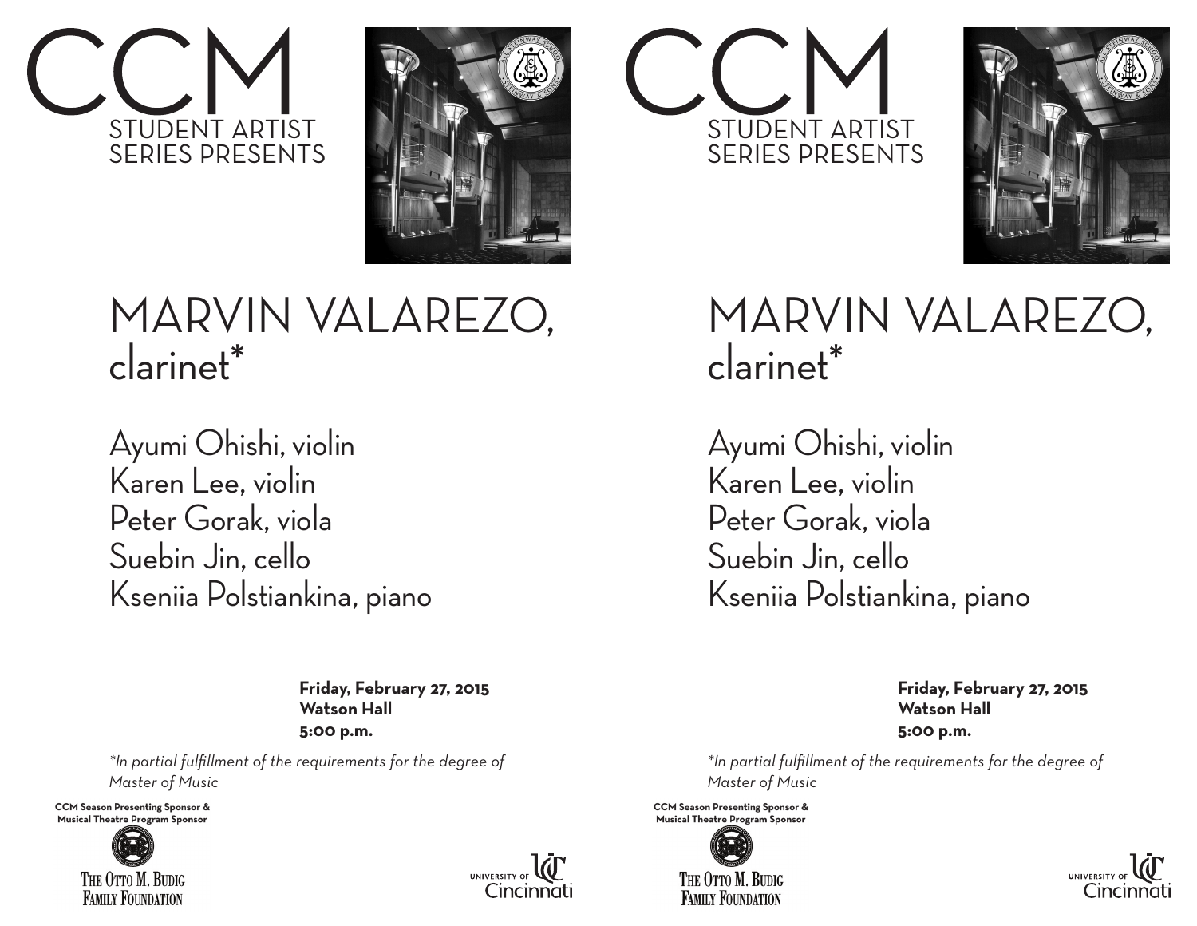# CCM

STUDENT ARTIST SERIES PRESENTS

## MARVIN VALAREZO, clarinet*

Ayumi Ohishi, violin
Karen Lee, violin
Peter Gorak, viola
Suebin Jin, cello
Kseniia Polstiankina, piano

**Friday, February 27, 2015**
**Watson Hall**
**5:00 p.m.**

*\*In partial fulfillment of the requirements for the degree of Master of Music*

**CCM Season Presenting Sponsor & Musical Theatre Program Sponsor**

THE OTTO M. BUDIG FAMILY FOUNDATION

UNIVERSITY OF Cincinnati

# CCM

STUDENT ARTIST SERIES PRESENTS

## MARVIN VALAREZO, clarinet*

Ayumi Ohishi, violin
Karen Lee, violin
Peter Gorak, viola
Suebin Jin, cello
Kseniia Polstiankina, piano

**Friday, February 27, 2015**
**Watson Hall**
**5:00 p.m.**

*\*In partial fulfillment of the requirements for the degree of Master of Music*

**CCM Season Presenting Sponsor & Musical Theatre Program Sponsor**

THE OTTO M. BUDIG FAMILY FOUNDATION

UNIVERSITY OF Cincinnati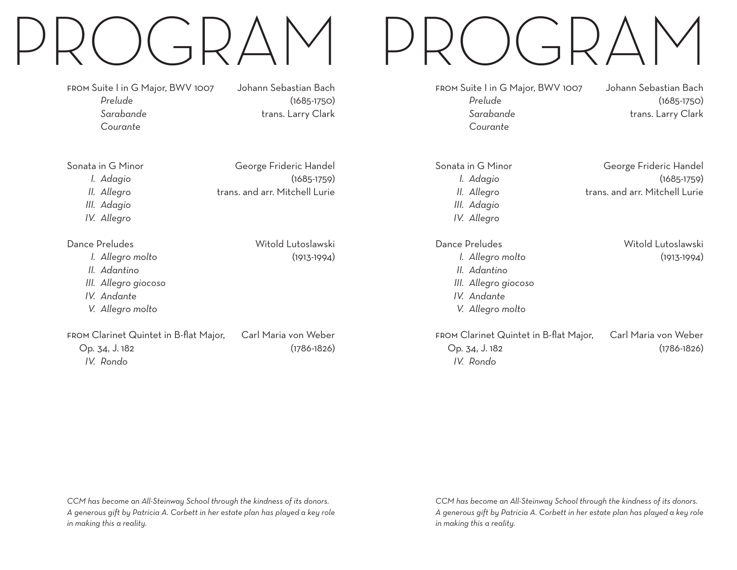# PROGRAM

FROM Suite I in G Major, BWV 1007 — Johann Sebastian Bach (1685-1750), trans. Larry Clark

*Prelude*
*Sarabande*
*Courante*

Sonata in G Minor — George Frideric Handel (1685-1759), trans. and arr. Mitchell Lurie

I. *Adagio*
II. *Allegro*
III. *Adagio*
IV. *Allegro*

Dance Preludes — Witold Lutoslawski (1913-1994)

I. *Allegro molto*
II. *Adantino*
III. *Allegro giocoso*
IV. *Andante*
V. *Allegro molto*

FROM Clarinet Quintet in B-flat Major, Op. 34, J. 182 — Carl Maria von Weber (1786-1826)

IV. *Rondo*

*CCM has become an All-Steinway School through the kindness of its donors. A generous gift by Patricia A. Corbett in her estate plan has played a key role in making this a reality.*

# PROGRAM

FROM Suite I in G Major, BWV 1007 — Johann Sebastian Bach (1685-1750), trans. Larry Clark

*Prelude*
*Sarabande*
*Courante*

Sonata in G Minor — George Frideric Handel (1685-1759), trans. and arr. Mitchell Lurie

I. *Adagio*
II. *Allegro*
III. *Adagio*
IV. *Allegro*

Dance Preludes — Witold Lutoslawski (1913-1994)

I. *Allegro molto*
II. *Adantino*
III. *Allegro giocoso*
IV. *Andante*
V. *Allegro molto*

FROM Clarinet Quintet in B-flat Major, Op. 34, J. 182 — Carl Maria von Weber (1786-1826)

IV. *Rondo*

*CCM has become an All-Steinway School through the kindness of its donors. A generous gift by Patricia A. Corbett in her estate plan has played a key role in making this a reality.*